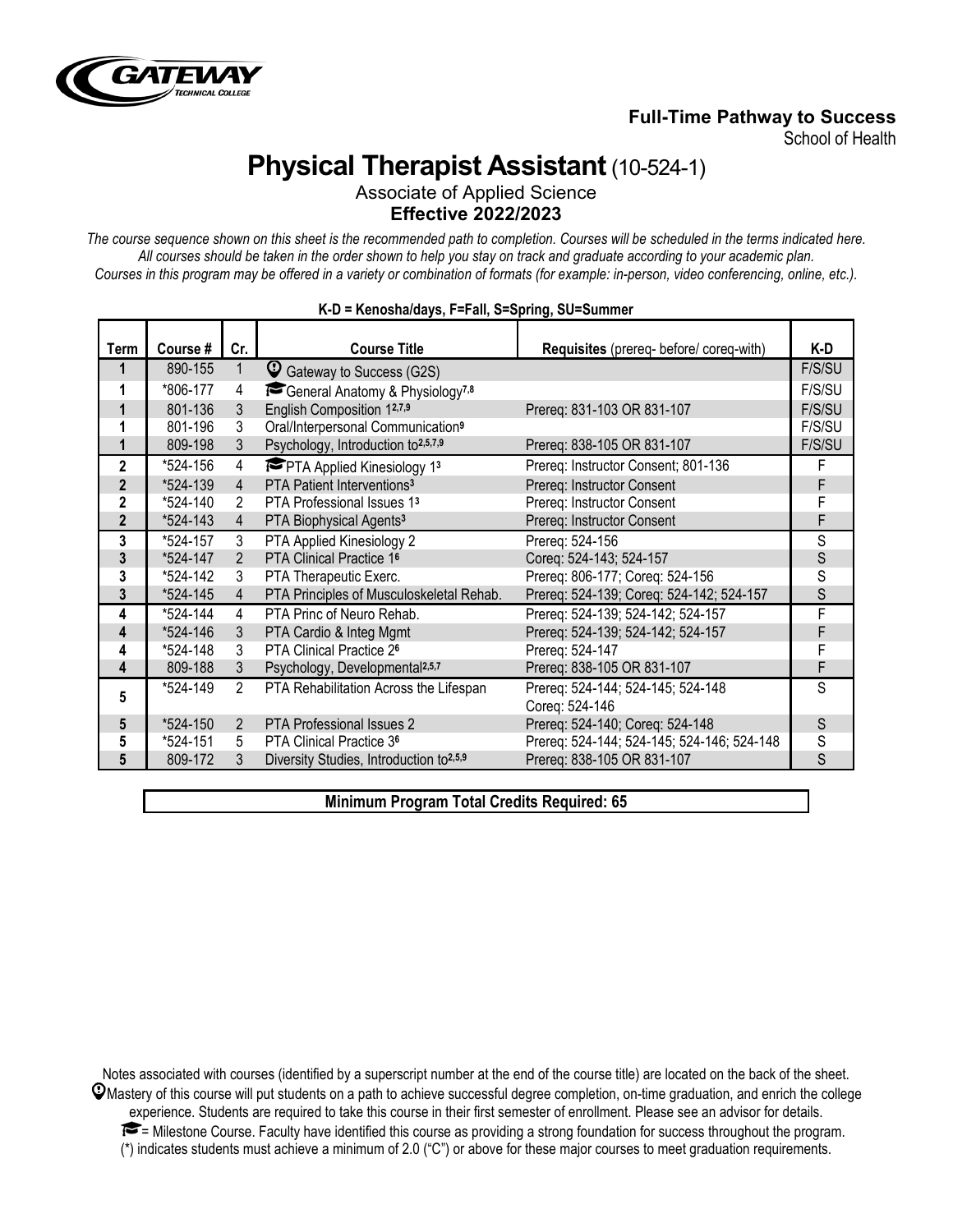**Full-Time Pathway to Success**
School of Health

# Physical Therapist Assistant (10-524-1)

Associate of Applied Science
**Effective 2022/2023**

*The course sequence shown on this sheet is the recommended path to completion. Courses will be scheduled in the terms indicated here. All courses should be taken in the order shown to help you stay on track and graduate according to your academic plan. Courses in this program may be offered in a variety or combination of formats (for example: in-person, video conferencing, online, etc.).*

**K-D = Kenosha/days, F=Fall, S=Spring, SU=Summer**

| Term | Course # | Cr. | Course Title | Requisites (prereq- before/ coreq-with) | K-D |
|---|---|---|---|---|---|
| 1 | 890-155 | 1 | Gateway to Success (G2S) | | F/S/SU |
| 1 | *806-177 | 4 | General Anatomy & Physiology[7,8] | | F/S/SU |
| 1 | 801-136 | 3 | English Composition 1[2,7,9] | Prereq: 831-103 OR 831-107 | F/S/SU |
| 1 | 801-196 | 3 | Oral/Interpersonal Communication[9] | | F/S/SU |
| 1 | 809-198 | 3 | Psychology, Introduction to[2,5,7,9] | Prereq: 838-105 OR 831-107 | F/S/SU |
| 2 | *524-156 | 4 | PTA Applied Kinesiology 1[3] | Prereq: Instructor Consent; 801-136 | F |
| 2 | *524-139 | 4 | PTA Patient Interventions[3] | Prereq: Instructor Consent | F |
| 2 | *524-140 | 2 | PTA Professional Issues 1[3] | Prereq: Instructor Consent | F |
| 2 | *524-143 | 4 | PTA Biophysical Agents[3] | Prereq: Instructor Consent | F |
| 3 | *524-157 | 3 | PTA Applied Kinesiology 2 | Prereq: 524-156 | S |
| 3 | *524-147 | 2 | PTA Clinical Practice 1[6] | Coreq: 524-143; 524-157 | S |
| 3 | *524-142 | 3 | PTA Therapeutic Exerc. | Prereq: 806-177; Coreq: 524-156 | S |
| 3 | *524-145 | 4 | PTA Principles of Musculoskeletal Rehab. | Prereq: 524-139; Coreq: 524-142; 524-157 | S |
| 4 | *524-144 | 4 | PTA Princ of Neuro Rehab. | Prereq: 524-139; 524-142; 524-157 | F |
| 4 | *524-146 | 3 | PTA Cardio & Integ Mgmt | Prereq: 524-139; 524-142; 524-157 | F |
| 4 | *524-148 | 3 | PTA Clinical Practice 2[6] | Prereq: 524-147 | F |
| 4 | 809-188 | 3 | Psychology, Developmental[2,5,7] | Prereq: 838-105 OR 831-107 | F |
| 5 | *524-149 | 2 | PTA Rehabilitation Across the Lifespan | Prereq: 524-144; 524-145; 524-148 Coreq: 524-146 | S |
| 5 | *524-150 | 2 | PTA Professional Issues 2 | Prereq: 524-140; Coreq: 524-148 | S |
| 5 | *524-151 | 5 | PTA Clinical Practice 3[6] | Prereq: 524-144; 524-145; 524-146; 524-148 | S |
| 5 | 809-172 | 3 | Diversity Studies, Introduction to[2,5,9] | Prereq: 838-105 OR 831-107 | S |

**Minimum Program Total Credits Required: 65**

Notes associated with courses (identified by a superscript number at the end of the course title) are located on the back of the sheet.

Mastery of this course will put students on a path to achieve successful degree completion, on-time graduation, and enrich the college experience. Students are required to take this course in their first semester of enrollment. Please see an advisor for details.

= Milestone Course. Faculty have identified this course as providing a strong foundation for success throughout the program.

(*) indicates students must achieve a minimum of 2.0 ("C") or above for these major courses to meet graduation requirements.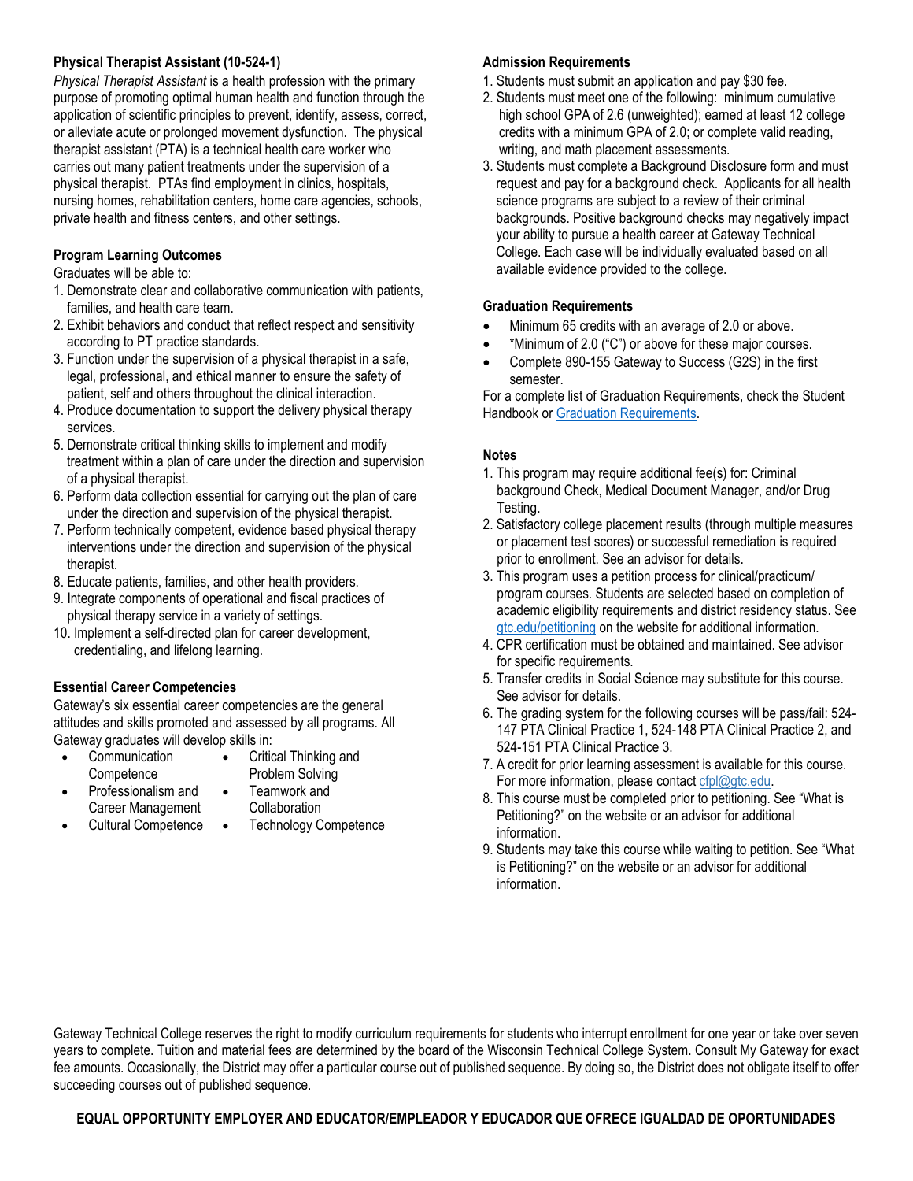### Physical Therapist Assistant (10-524-1)

*Physical Therapist Assistant* is a health profession with the primary purpose of promoting optimal human health and function through the application of scientific principles to prevent, identify, assess, correct, or alleviate acute or prolonged movement dysfunction. The physical therapist assistant (PTA) is a technical health care worker who carries out many patient treatments under the supervision of a physical therapist. PTAs find employment in clinics, hospitals, nursing homes, rehabilitation centers, home care agencies, schools, private health and fitness centers, and other settings.

### Program Learning Outcomes

Graduates will be able to:

1. Demonstrate clear and collaborative communication with patients, families, and health care team.
2. Exhibit behaviors and conduct that reflect respect and sensitivity according to PT practice standards.
3. Function under the supervision of a physical therapist in a safe, legal, professional, and ethical manner to ensure the safety of patient, self and others throughout the clinical interaction.
4. Produce documentation to support the delivery physical therapy services.
5. Demonstrate critical thinking skills to implement and modify treatment within a plan of care under the direction and supervision of a physical therapist.
6. Perform data collection essential for carrying out the plan of care under the direction and supervision of the physical therapist.
7. Perform technically competent, evidence based physical therapy interventions under the direction and supervision of the physical therapist.
8. Educate patients, families, and other health providers.
9. Integrate components of operational and fiscal practices of physical therapy service in a variety of settings.
10. Implement a self-directed plan for career development, credentialing, and lifelong learning.

### Essential Career Competencies

Gateway's six essential career competencies are the general attitudes and skills promoted and assessed by all programs. All Gateway graduates will develop skills in:

- Communication Competence
- Critical Thinking and Problem Solving
- Professionalism and Career Management
- Teamwork and Collaboration
- Cultural Competence
- Technology Competence

### Admission Requirements

1. Students must submit an application and pay $30 fee.
2. Students must meet one of the following: minimum cumulative high school GPA of 2.6 (unweighted); earned at least 12 college credits with a minimum GPA of 2.0; or complete valid reading, writing, and math placement assessments.
3. Students must complete a Background Disclosure form and must request and pay for a background check. Applicants for all health science programs are subject to a review of their criminal backgrounds. Positive background checks may negatively impact your ability to pursue a health career at Gateway Technical College. Each case will be individually evaluated based on all available evidence provided to the college.

### Graduation Requirements

- Minimum 65 credits with an average of 2.0 or above.
- *Minimum of 2.0 ("C") or above for these major courses.
- Complete 890-155 Gateway to Success (G2S) in the first semester.

For a complete list of Graduation Requirements, check the Student Handbook or Graduation Requirements.

### Notes

1. This program may require additional fee(s) for: Criminal background Check, Medical Document Manager, and/or Drug Testing.
2. Satisfactory college placement results (through multiple measures or placement test scores) or successful remediation is required prior to enrollment. See an advisor for details.
3. This program uses a petition process for clinical/practicum/ program courses. Students are selected based on completion of academic eligibility requirements and district residency status. See gtc.edu/petitioning on the website for additional information.
4. CPR certification must be obtained and maintained. See advisor for specific requirements.
5. Transfer credits in Social Science may substitute for this course. See advisor for details.
6. The grading system for the following courses will be pass/fail: 524-147 PTA Clinical Practice 1, 524-148 PTA Clinical Practice 2, and 524-151 PTA Clinical Practice 3.
7. A credit for prior learning assessment is available for this course. For more information, please contact cfpl@gtc.edu.
8. This course must be completed prior to petitioning. See "What is Petitioning?" on the website or an advisor for additional information.
9. Students may take this course while waiting to petition. See "What is Petitioning?" on the website or an advisor for additional information.

Gateway Technical College reserves the right to modify curriculum requirements for students who interrupt enrollment for one year or take over seven years to complete. Tuition and material fees are determined by the board of the Wisconsin Technical College System. Consult My Gateway for exact fee amounts. Occasionally, the District may offer a particular course out of published sequence. By doing so, the District does not obligate itself to offer succeeding courses out of published sequence.

**EQUAL OPPORTUNITY EMPLOYER AND EDUCATOR/EMPLEADOR Y EDUCADOR QUE OFRECE IGUALDAD DE OPORTUNIDADES**